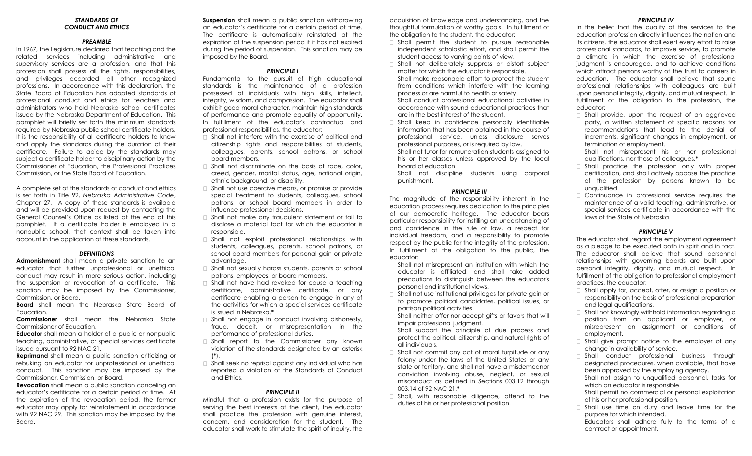## *STANDARDS OF CONDUCT AND ETHICS*

### *PREAMBLE*

In 1967, the Legislature declared that teaching and the related services including administrative and supervisory services are a profession, and that this profession shall possess all the rights, responsibilities, and privileges accorded all other recognized professions. In accordance with this declaration, the State Board of Education has adopted standards of professional conduct and ethics for teachers and administrators who hold Nebraska school certificates issued by the Nebraska Department of Education. This pamphlet will briefly set forth the minimum standards required by Nebraska public school certificate holders. It is the responsibility of all certificate holders to know and apply the standards during the duration of their certificate. Failure to abide by the standards may subject a certificate holder to disciplinary action by the Commissioner of Education, the Professional Practices Commission, or the State Board of Education.

A complete set of the standards of conduct and ethics is set forth in Title 92, *Nebraska Administrative Code*, Chapter 27. A copy of these standards is available and will be provided upon request by contacting the General Counsel's Office as listed at the end of this pamphlet. If a certificate holder is employed in a nonpublic school, that context shall be taken into account in the application of these standards.

### *DEFINITIONS*

**Admonishment** shall mean a private sanction to an educator that further unprofessional or unethical conduct may result in more serious action, including the suspension or revocation of a certificate. This sanction may be imposed by the Commissioner, Commission, or Board.

**Board** shall mean the Nebraska State Board of Education.

**Commissioner** shall mean the Nebraska State Commissioner of Education.

**Educator** shall mean a holder of a public or nonpublic teaching, administrative, or special services certificate issued pursuant to 92 NAC 21.

**Reprimand** shall mean a public sanction criticizing or rebuking an educator for unprofessional or unethical conduct. This sanction may be imposed by the Commissioner, Commission, or Board.

**Revocation** shall mean a public sanction canceling an educator's certificate for a certain period of time. At the expiration of the revocation period, the former educator may apply for reinstatement in accordance with 92 NAC 29. This sanction may be imposed by the Board**.**

**Suspension** shall mean a public sanction withdrawing an educator's certificate for a certain period of time. The certificate is automatically reinstated at the expiration of the suspension period if it has not expired during the period of suspension. This sanction may be imposed by the Board.

### *PRINCIPLE I*

Fundamental to the pursuit of high educational standards is the maintenance of a profession possessed of individuals with high skills, intellect, integrity, wisdom, and compassion. The educator shall exhibit good moral character, maintain high standards of performance and promote equality of opportunity. In fulfillment of the educator's contractual and professional responsibilities, the educator:

- Shall not interfere with the exercise of political and citizenship rights and responsibilities of students, colleagues, parents, school patrons, or school board members.
- Shall not discriminate on the basis of race, color, creed, gender, marital status, age, national origin, ethnic background, or disability.
- Shall not use coercive means, or promise or provide special treatment to students, colleagues, school patrons, or school board members in order to influence professional decisions.
- Shall not make any fraudulent statement or fail to disclose a material fact for which the educator is responsible.
- Shall not exploit professional relationships with students, colleagues, parents, school patrons, or school board members for personal gain or private advantage.
- Shall not sexually harass students, parents or school patrons, employees, or board members.
- Shall not have had revoked for cause a teaching certificate, administrative certificate, or any certificate enabling a person to engage in any of the activities for which a special services certificate is issued in Nebraska.**\***
- Shall not engage in conduct involving dishonesty, fraud, deceit, or misrepresentation in the performance of professional duties.
- Shall report to the Commissioner any known violation of the standards designated by an asterisk (**\***).
- Shall seek no reprisal against any individual who has reported a violation of the Standards of Conduct and Ethics.

### *PRINCIPLE II*

Mindful that a profession exists for the purpose of serving the best interests of the client, the educator shall practice the profession with genuine interest, concern, and consideration for the student. The educator shall work to stimulate the spirit of inquiry, the acquisition of knowledge and understanding, and the thoughtful formulation of worthy goals. In fulfillment of the obligation to the student, the educator:

- Shall permit the student to pursue reasonable independent scholastic effort, and shall permit the student access to varying points of view.
- Shall not deliberately suppress or distort subject matter for which the educator is responsible.
- Shall make reasonable effort to protect the student from conditions which interfere with the learning process or are harmful to health or safety.
- Shall conduct professional educational activities in accordance with sound educational practices that are in the best interest of the student.
- Shall keep in confidence personally identifiable information that has been obtained in the course of professional service, unless disclosure serves professional purposes, or is required by law.
- Shall not tutor for remuneration students assigned to his or her classes unless approved by the local board of education.
- Shall not discipline students using corporal punishment.

### *PRINCIPLE III*

The magnitude of the responsibility inherent in the education process requires dedication to the principles of our democratic heritage. The educator bears particular responsibility for instilling an understanding of and confidence in the rule of law, a respect for individual freedom, and a responsibility to promote respect by the public for the integrity of the profession. In fulfillment of the obligation to the public, the educator:

- Shall not misrepresent an institution with which the educator is affiliated, and shall take added precautions to distinguish between the educator's personal and institutional views.
- Shall not use institutional privileges for private gain or to promote political candidates, political issues, or partisan political activities.
- Shall neither offer nor accept gifts or favors that will impair professional judgment.
- Shall support the principle of due process and protect the political, citizenship, and natural rights of all individuals.
- Shall not commit any act of moral turpitude or any felony under the laws of the United States or any state or territory, and shall not have a misdemeanor conviction involving abuse, neglect, or sexual misconduct as defined in Sections 003.12 through 003.14 of 92 NAC 21.**\***
- Shall, with reasonable diligence, attend to the duties of his or her professional position.

### *PRINCIPLE IV*

In the belief that the quality of the services to the education profession directly influences the nation and its citizens, the educator shall exert every effort to raise professional standards, to improve service, to promote a climate in which the exercise of professional judgment is encouraged, and to achieve conditions which attract persons worthy of the trust to careers in education. The educator shall believe that sound professional relationships with colleagues are built upon personal integrity, dignity, and mutual respect. In fulfillment of the obligation to the profession, the educator:

- Shall provide, upon the request of an aggrieved party, a written statement of specific reasons for recommendations that lead to the denial of increments, significant changes in employment, or termination of employment.
- Shall not misrepresent his or her professional qualifications, nor those of colleagues.**\***
- Shall practice the profession only with proper certification, and shall actively oppose the practice of the profession by persons known to be unqualified.
- Continuance in professional service requires the maintenance of a valid teaching, administrative, or special services certificate in accordance with the laws of the State of Nebraska.

### *PRINCIPLE V*

The educator shall regard the employment agreement as a pledge to be executed both in spirit and in fact. The educator shall believe that sound personnel relationships with governing boards are built upon personal integrity, dignity, and mutual respect. In fulfillment of the obligation to professional employment practices, the educator:

- Shall apply for, accept, offer, or assign a position or responsibility on the basis of professional preparation and legal qualifications.
- Shall not knowingly withhold information regarding a position from an applicant or employer, or misrepresent an assignment or conditions of employment.
- Shall give prompt notice to the employer of any change in availability of service.
- Shall conduct professional business through designated procedures, when available, that have been approved by the employing agency.
- Shall not assign to unqualified personnel, tasks for which an educator is responsible.
- Shall permit no commercial or personal exploitation of his or her professional position.
- Shall use time on duty and leave time for the purpose for which intended.
- Educators shall adhere fully to the terms of a contract or appointment.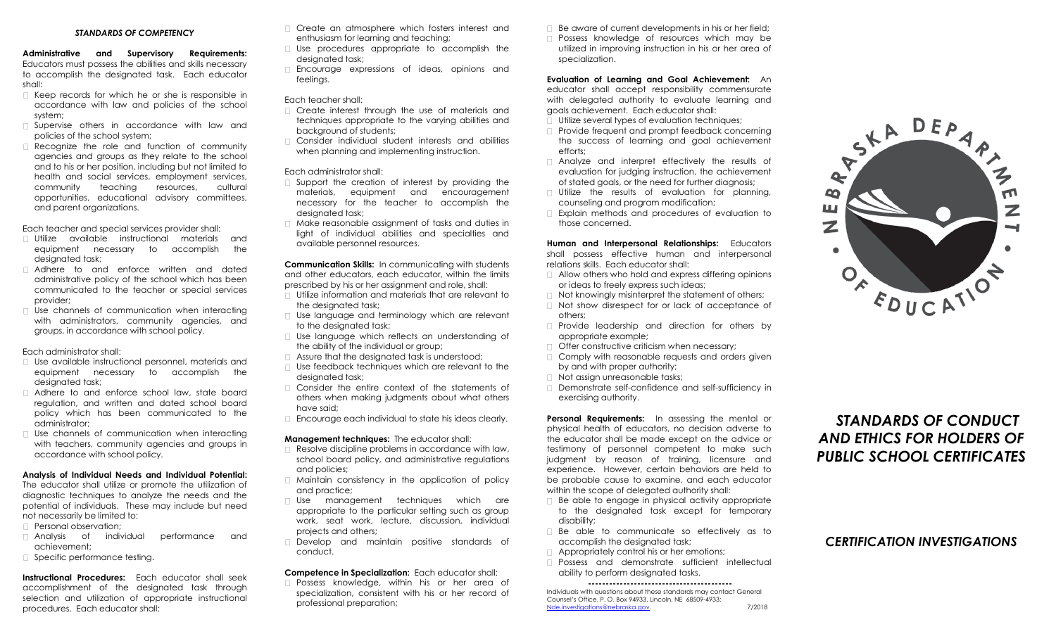## *STANDARDS OF COMPETENCY*

**Administrative and Supervisory Requirements:** Educators must possess the abilities and skills necessary to accomplish the designated task. Each educator shall:

- Keep records for which he or she is responsible in accordance with law and policies of the school system;
- Supervise others in accordance with law and policies of the school system;
- Recognize the role and function of community agencies and groups as they relate to the school and to his or her position, including but not limited to health and social services, employment services, community teaching resources, cultural opportunities, educational advisory committees, and parent organizations.

Each teacher and special services provider shall:

- Utilize available instructional materials and equipment necessary to accomplish the designated task;
- Adhere to and enforce written and dated administrative policy of the school which has been communicated to the teacher or special services provider;
- Use channels of communication when interacting with administrators, community agencies, and groups, in accordance with school policy.

Each administrator shall:

- Use available instructional personnel, materials and equipment necessary to accomplish the designated task;
- Adhere to and enforce school law, state board regulation, and written and dated school board policy which has been communicated to the administrator;
- Use channels of communication when interacting with teachers, community agencies and groups in accordance with school policy.

**Analysis of Individual Needs and Individual Potential:** The educator shall utilize or promote the utilization of diagnostic techniques to analyze the needs and the potential of individuals. These may include but need not necessarily be limited to:

- Personal observation;
- Analysis of individual performance and achievement;
- Specific performance testing.

**Instructional Procedures:** Each educator shall seek accomplishment of the designated task through selection and utilization of appropriate instructional procedures. Each educator shall:

- Create an atmosphere which fosters interest and enthusiasm for learning and teaching;
- Use procedures appropriate to accomplish the designated task;
- Encourage expressions of ideas, opinions and feelings.

Each teacher shall:

- Create interest through the use of materials and techniques appropriate to the varying abilities and background of students;
- Consider individual student interests and abilities when planning and implementing instruction.

Each administrator shall:

- Support the creation of interest by providing the materials, equipment and encouragement necessary for the teacher to accomplish the designated task;
- Make reasonable assignment of tasks and duties in light of individual abilities and specialties and available personnel resources.

**Communication Skills:** In communicating with students and other educators, each educator, within the limits prescribed by his or her assignment and role, shall:

- Utilize information and materials that are relevant to the designated task;
- Use language and terminology which are relevant to the designated task;
- Use language which reflects an understanding of the ability of the individual or group;
- Assure that the designated task is understood;
- Use feedback techniques which are relevant to the designated task;
- Consider the entire context of the statements of others when making judgments about what others have said;
- Encourage each individual to state his ideas clearly.

**Management techniques:** The educator shall:

- Resolve discipline problems in accordance with law, school board policy, and administrative regulations and policies;
- Maintain consistency in the application of policy and practice;
- Use management techniques which are appropriate to the particular setting such as group work, seat work, lecture, discussion, individual projects and others;
- Develop and maintain positive standards of conduct.

**Competence in Specialization:** Each educator shall:

- Possess knowledge, within his or her area of specialization, consistent with his or her record of professional preparation;
- Be aware of current developments in his or her field;
- Possess knowledge of resources which may be utilized in improving instruction in his or her area of specialization.

**Evaluation of Learning and Goal Achievement:** An educator shall accept responsibility commensurate with delegated authority to evaluate learning and goals achievement. Each educator shall:

- Utilize several types of evaluation techniques;
- Provide frequent and prompt feedback concerning the success of learning and goal achievement efforts;
- Analyze and interpret effectively the results of evaluation for judging instruction, the achievement of stated goals, or the need for further diagnosis;
- Utilize the results of evaluation for planning, counseling and program modification;
- Explain methods and procedures of evaluation to those concerned.

**Human and Interpersonal Relationships:** Educators shall possess effective human and interpersonal relations skills. Each educator shall:

- Allow others who hold and express differing opinions or ideas to freely express such ideas;
- Not knowingly misinterpret the statement of others;
- Not show disrespect for or lack of acceptance of others;
- Provide leadership and direction for others by appropriate example;
- Offer constructive criticism when necessary;
- Comply with reasonable requests and orders given by and with proper authority;
- Not assign unreasonable tasks;
- Demonstrate self-confidence and self-sufficiency in exercising authority.

**Personal Requirements:** In assessing the mental or physical health of educators, no decision adverse to the educator shall be made except on the advice or testimony of personnel competent to make such judgment by reason of training, licensure and experience. However, certain behaviors are held to be probable cause to examine, and each educator within the scope of delegated authority shall:

- Be able to engage in physical activity appropriate to the designated task except for temporary disability;
- Be able to communicate so effectively as to accomplish the designated task;
- Appropriately control his or her emotions;
- Possess and demonstrate sufficient intellectual ability to perform designated tasks.

---

Individuals with questions about these standards may contact General Counsel's Office, P. O. Box 94933, Lincoln, NE 68509-4933; Nde.investigations@nebraska.gov. 7/2018

NEBRASKA DEPARTMENT OF EDUCATION

# *STANDARDS OF CONDUCT AND ETHICS FOR HOLDERS OF PUBLIC SCHOOL CERTIFICATES*

## *CERTIFICATION INVESTIGATIONS*